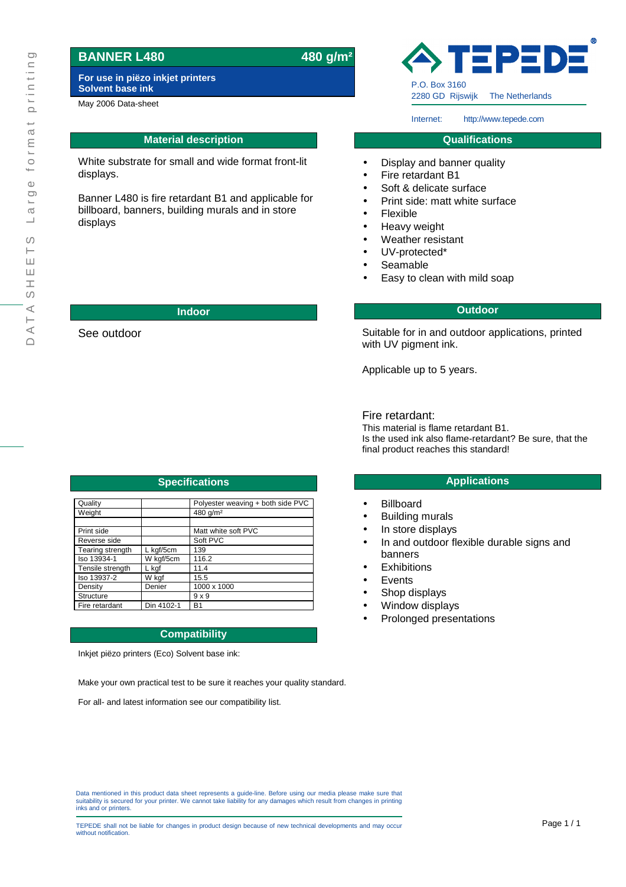# BANNER L480 — 480 g/m²

**For use in piëzo inkjet printers**
**Solvent base ink**

May 2006 Data-sheet

TEPEDE®

P.O. Box 3160
2280 GD Rijswijk The Netherlands

Internet: http://www.tepede.com

DATA SHEETS Large format printing

## Material description

White substrate for small and wide format front-lit displays.

Banner L480 is fire retardant B1 and applicable for billboard, banners, building murals and in store displays

## Qualifications

- Display and banner quality
- Fire retardant B1
- Soft & delicate surface
- Print side: matt white surface
- Flexible
- Heavy weight
- Weather resistant
- UV-protected*
- Seamable
- Easy to clean with mild soap

## Indoor

See outdoor

## Outdoor

Suitable for in and outdoor applications, printed with UV pigment ink.

Applicable up to 5 years.

Fire retardant:
This material is flame retardant B1.
Is the used ink also flame-retardant? Be sure, that the final product reaches this standard!

## Specifications

| | | |
|---|---|---|
| Quality | | Polyester weaving + both side PVC |
| Weight | | 480 g/m² |
| | | |
| Print side | | Matt white soft PVC |
| Reverse side | | Soft PVC |
| Tearing strength | L kgf/5cm | 139 |
| Iso 13934-1 | W kgf/5cm | 116.2 |
| Tensile strength | L kgf | 11.4 |
| Iso 13937-2 | W kgf | 15.5 |
| Density | Denier | 1000 x 1000 |
| Structure | | 9 x 9 |
| Fire retardant | Din 4102-1 | B1 |

## Applications

- Billboard
- Building murals
- In store displays
- In and outdoor flexible durable signs and banners
- Exhibitions
- Events
- Shop displays
- Window displays
- Prolonged presentations

## Compatibility

Inkjet piëzo printers (Eco) Solvent base ink:

Make your own practical test to be sure it reaches your quality standard.

For all- and latest information see our compatibility list.

Data mentioned in this product data sheet represents a guide-line. Before using our media please make sure that suitability is secured for your printer. We cannot take liability for any damages which result from changes in printing inks and or printers.

TEPEDE shall not be liable for changes in product design because of new technical developments and may occur without notification.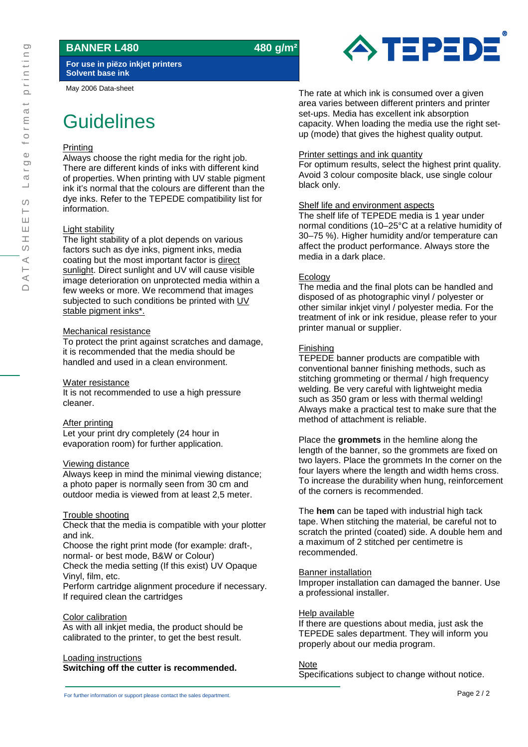**BANNER L480** **480 g/m²**

**For use in piëzo inkjet printers**
**Solvent base ink**

May 2006 Data-sheet

# Guidelines

Printing
Always choose the right media for the right job. There are different kinds of inks with different kind of properties. When printing with UV stable pigment ink it's normal that the colours are different than the dye inks. Refer to the TEPEDE compatibility list for information.

Light stability
The light stability of a plot depends on various factors such as dye inks, pigment inks, media coating but the most important factor is direct sunlight. Direct sunlight and UV will cause visible image deterioration on unprotected media within a few weeks or more. We recommend that images subjected to such conditions be printed with UV stable pigment inks*.

Mechanical resistance
To protect the print against scratches and damage, it is recommended that the media should be handled and used in a clean environment.

Water resistance
It is not recommended to use a high pressure cleaner.

After printing
Let your print dry completely (24 hour in evaporation room) for further application.

Viewing distance
Always keep in mind the minimal viewing distance; a photo paper is normally seen from 30 cm and outdoor media is viewed from at least 2,5 meter.

Trouble shooting
Check that the media is compatible with your plotter and ink.
Choose the right print mode (for example: draft-, normal- or best mode, B&W or Colour)
Check the media setting (If this exist) UV Opaque Vinyl, film, etc.
Perform cartridge alignment procedure if necessary.
If required clean the cartridges

Color calibration
As with all inkjet media, the product should be calibrated to the printer, to get the best result.

Loading instructions
**Switching off the cutter is recommended.**

The rate at which ink is consumed over a given area varies between different printers and printer set-ups. Media has excellent ink absorption capacity. When loading the media use the right set-up (mode) that gives the highest quality output.

Printer settings and ink quantity
For optimum results, select the highest print quality. Avoid 3 colour composite black, use single colour black only.

Shelf life and environment aspects
The shelf life of TEPEDE media is 1 year under normal conditions (10–25°C at a relative humidity of 30–75 %). Higher humidity and/or temperature can affect the product performance. Always store the media in a dark place.

Ecology
The media and the final plots can be handled and disposed of as photographic vinyl / polyester or other similar inkjet vinyl / polyester media. For the treatment of ink or ink residue, please refer to your printer manual or supplier.

Finishing
TEPEDE banner products are compatible with conventional banner finishing methods, such as stitching grommeting or thermal / high frequency welding. Be very careful with lightweight media such as 350 gram or less with thermal welding! Always make a practical test to make sure that the method of attachment is reliable.

Place the **grommets** in the hemline along the length of the banner, so the grommets are fixed on two layers. Place the grommets In the corner on the four layers where the length and width hems cross. To increase the durability when hung, reinforcement of the corners is recommended.

The **hem** can be taped with industrial high tack tape. When stitching the material, be careful not to scratch the printed (coated) side. A double hem and a maximum of 2 stitched per centimetre is recommended.

Banner installation
Improper installation can damaged the banner. Use a professional installer.

Help available
If there are questions about media, just ask the TEPEDE sales department. They will inform you properly about our media program.

Note
Specifications subject to change without notice.